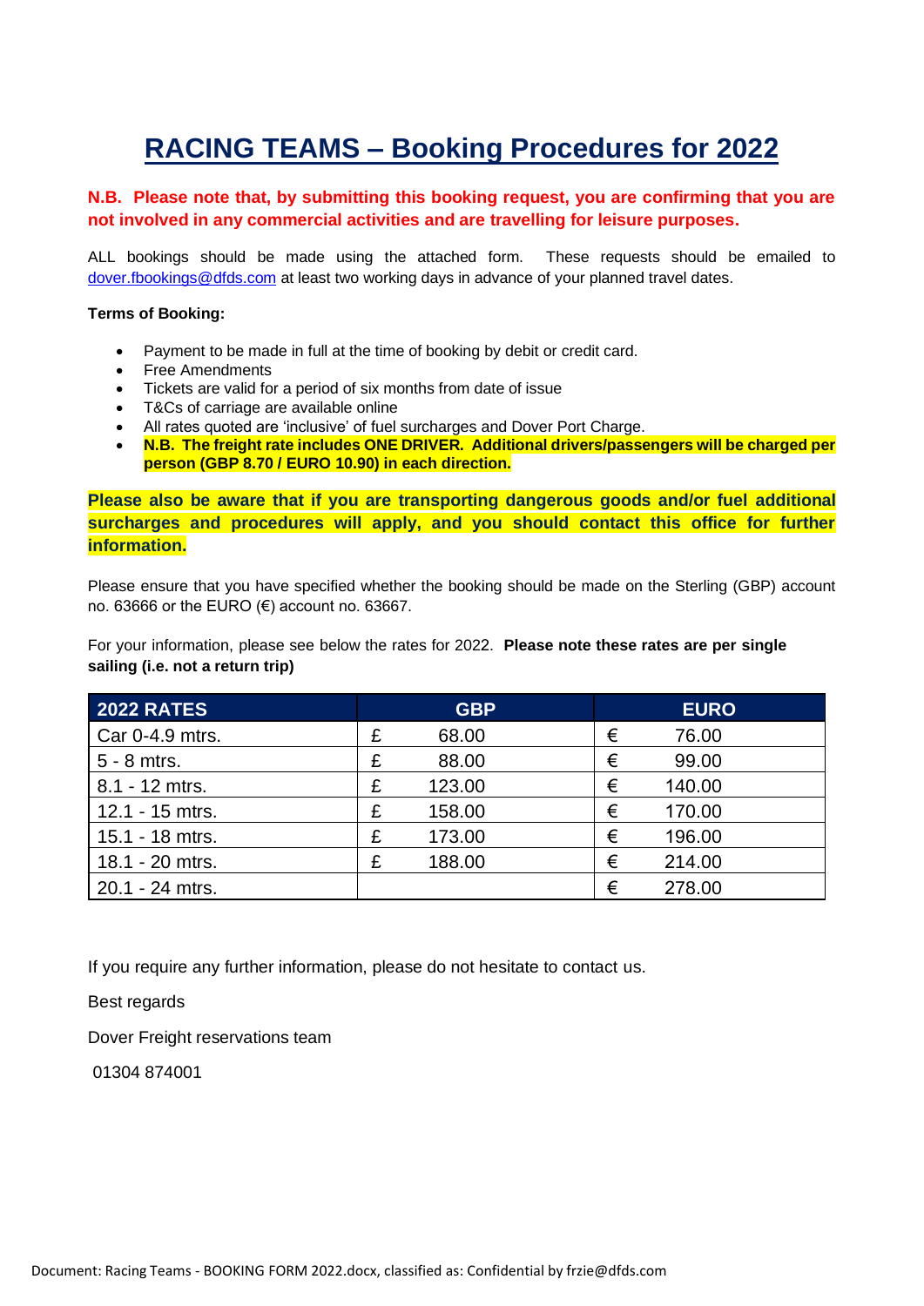# RACING TEAMS – Booking Procedures for 2022

**N.B. Please note that, by submitting this booking request, you are confirming that you are not involved in any commercial activities and are travelling for leisure purposes.**

ALL bookings should be made using the attached form. These requests should be emailed to dover.fbookings@dfds.com at least two working days in advance of your planned travel dates.

**Terms of Booking:**

- Payment to be made in full at the time of booking by debit or credit card.
- Free Amendments
- Tickets are valid for a period of six months from date of issue
- T&Cs of carriage are available online
- All rates quoted are 'inclusive' of fuel surcharges and Dover Port Charge.
- **N.B. The freight rate includes ONE DRIVER. Additional drivers/passengers will be charged per person (GBP 8.70 / EURO 10.90) in each direction.**

**Please also be aware that if you are transporting dangerous goods and/or fuel additional surcharges and procedures will apply, and you should contact this office for further information.**

Please ensure that you have specified whether the booking should be made on the Sterling (GBP) account no. 63666 or the EURO (€) account no. 63667.

For your information, please see below the rates for 2022. **Please note these rates are per single sailing (i.e. not a return trip)**

| 2022 RATES | GBP | EURO |
|---|---|---|
| Car 0-4.9 mtrs. | £ 68.00 | € 76.00 |
| 5 - 8 mtrs. | £ 88.00 | € 99.00 |
| 8.1 - 12 mtrs. | £ 123.00 | € 140.00 |
| 12.1 - 15 mtrs. | £ 158.00 | € 170.00 |
| 15.1 - 18 mtrs. | £ 173.00 | € 196.00 |
| 18.1 - 20 mtrs. | £ 188.00 | € 214.00 |
| 20.1 - 24 mtrs. | | € 278.00 |

If you require any further information, please do not hesitate to contact us.

Best regards

Dover Freight reservations team

01304 874001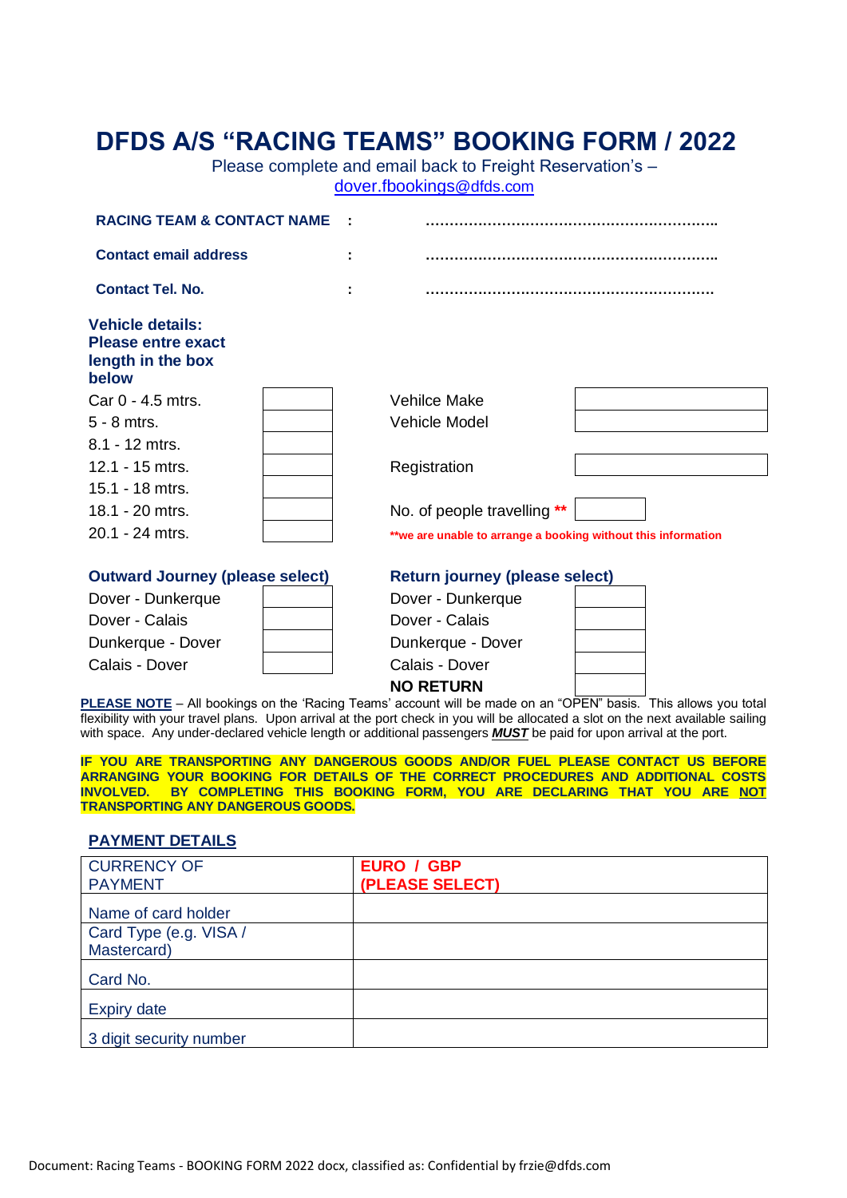# DFDS A/S "RACING TEAMS" BOOKING FORM / 2022

Please complete and email back to Freight Reservation's – dover.fbookings@dfds.com

**RACING TEAM & CONTACT NAME** : ……………………………………………………..

**Contact email address** : ……………………………………………………..

**Contact Tel. No.** : ……………………………………………………..

**Vehicle details: Please entre exact length in the box below**

| | | | |
|---|---|---|---|
| Car 0 - 4.5 mtrs. | | Vehilce Make | |
| 5 - 8 mtrs. | | Vehicle Model | |
| 8.1 - 12 mtrs. | | | |
| 12.1 - 15 mtrs. | | Registration | |
| 15.1 - 18 mtrs. | | | |
| 18.1 - 20 mtrs. | | No. of people travelling ** | |
| 20.1 - 24 mtrs. | | | |

**we are unable to arrange a booking without this information

| Outward Journey (please select) | | Return journey (please select) | |
|---|---|---|---|
| Dover - Dunkerque | | Dover - Dunkerque | |
| Dover - Calais | | Dover - Calais | |
| Dunkerque - Dover | | Dunkerque - Dover | |
| Calais - Dover | | Calais - Dover | |
| | | **NO RETURN** | |

**PLEASE NOTE** – All bookings on the 'Racing Teams' account will be made on an "OPEN" basis. This allows you total flexibility with your travel plans. Upon arrival at the port check in you will be allocated a slot on the next available sailing with space. Any under-declared vehicle length or additional passengers ***MUST*** be paid for upon arrival at the port.

**IF YOU ARE TRANSPORTING ANY DANGEROUS GOODS AND/OR FUEL PLEASE CONTACT US BEFORE ARRANGING YOUR BOOKING FOR DETAILS OF THE CORRECT PROCEDURES AND ADDITIONAL COSTS INVOLVED. BY COMPLETING THIS BOOKING FORM, YOU ARE DECLARING THAT YOU ARE NOT TRANSPORTING ANY DANGEROUS GOODS.**

## PAYMENT DETAILS

| | |
|---|---|
| CURRENCY OF PAYMENT | **EURO / GBP (PLEASE SELECT)** |
| Name of card holder | |
| Card Type (e.g. VISA / Mastercard) | |
| Card No. | |
| Expiry date | |
| 3 digit security number | |

Document: Racing Teams - BOOKING FORM 2022 docx, classified as: Confidential by frzie@dfds.com